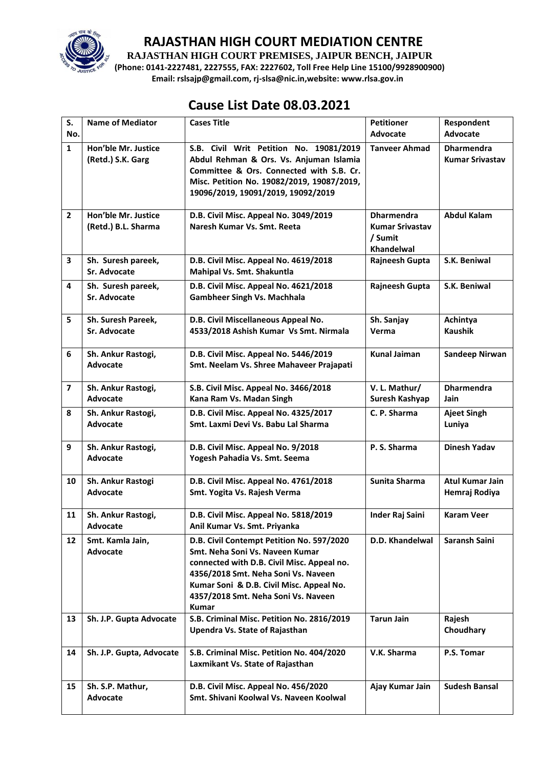# RAJASTHAN HIGH COURT MEDIATION CENTRE

**RAJASTHAN HIGH COURT PREMISES, JAIPUR BENCH, JAIPUR**

**(Phone: 0141-2227481, 2227555, FAX: 2227602, Toll Free Help Line 15100/9928900900)**

**Email: rslsajp@gmail.com, rj-slsa@nic.in,website: www.rlsa.gov.in**

## Cause List Date 08.03.2021

| S. No. | Name of Mediator | Cases Title | Petitioner Advocate | Respondent Advocate |
|---|---|---|---|---|
| 1 | Hon'ble Mr. Justice (Retd.) S.K. Garg | S.B. Civil Writ Petition No. 19081/2019 Abdul Rehman & Ors. Vs. Anjuman Islamia Committee & Ors. Connected with S.B. Cr. Misc. Petition No. 19082/2019, 19087/2019, 19096/2019, 19091/2019, 19092/2019 | Tanveer Ahmad | Dharmendra Kumar Srivastav |
| 2 | Hon'ble Mr. Justice (Retd.) B.L. Sharma | D.B. Civil Misc. Appeal No. 3049/2019 Naresh Kumar Vs. Smt. Reeta | Dharmendra Kumar Srivastav / Sumit Khandelwal | Abdul Kalam |
| 3 | Sh. Suresh pareek, Sr. Advocate | D.B. Civil Misc. Appeal No. 4619/2018 Mahipal Vs. Smt. Shakuntla | Rajneesh Gupta | S.K. Beniwal |
| 4 | Sh. Suresh pareek, Sr. Advocate | D.B. Civil Misc. Appeal No. 4621/2018 Gambheer Singh Vs. Machhala | Rajneesh Gupta | S.K. Beniwal |
| 5 | Sh. Suresh Pareek, Sr. Advocate | D.B. Civil Miscellaneous Appeal No. 4533/2018 Ashish Kumar Vs Smt. Nirmala | Sh. Sanjay Verma | Achintya Kaushik |
| 6 | Sh. Ankur Rastogi, Advocate | D.B. Civil Misc. Appeal No. 5446/2019 Smt. Neelam Vs. Shree Mahaveer Prajapati | Kunal Jaiman | Sandeep Nirwan |
| 7 | Sh. Ankur Rastogi, Advocate | S.B. Civil Misc. Appeal No. 3466/2018 Kana Ram Vs. Madan Singh | V. L. Mathur/ Suresh Kashyap | Dharmendra Jain |
| 8 | Sh. Ankur Rastogi, Advocate | D.B. Civil Misc. Appeal No. 4325/2017 Smt. Laxmi Devi Vs. Babu Lal Sharma | C. P. Sharma | Ajeet Singh Luniya |
| 9 | Sh. Ankur Rastogi, Advocate | D.B. Civil Misc. Appeal No. 9/2018 Yogesh Pahadia Vs. Smt. Seema | P. S. Sharma | Dinesh Yadav |
| 10 | Sh. Ankur Rastogi Advocate | D.B. Civil Misc. Appeal No. 4761/2018 Smt. Yogita Vs. Rajesh Verma | Sunita Sharma | Atul Kumar Jain Hemraj Rodiya |
| 11 | Sh. Ankur Rastogi, Advocate | D.B. Civil Misc. Appeal No. 5818/2019 Anil Kumar Vs. Smt. Priyanka | Inder Raj Saini | Karam Veer |
| 12 | Smt. Kamla Jain, Advocate | D.B. Civil Contempt Petition No. 597/2020 Smt. Neha Soni Vs. Naveen Kumar connected with D.B. Civil Misc. Appeal no. 4356/2018 Smt. Neha Soni Vs. Naveen Kumar Soni & D.B. Civil Misc. Appeal No. 4357/2018 Smt. Neha Soni Vs. Naveen Kumar | D.D. Khandelwal | Saransh Saini |
| 13 | Sh. J.P. Gupta Advocate | S.B. Criminal Misc. Petition No. 2816/2019 Upendra Vs. State of Rajasthan | Tarun Jain | Rajesh Choudhary |
| 14 | Sh. J.P. Gupta, Advocate | S.B. Criminal Misc. Petition No. 404/2020 Laxmikant Vs. State of Rajasthan | V.K. Sharma | P.S. Tomar |
| 15 | Sh. S.P. Mathur, Advocate | D.B. Civil Misc. Appeal No. 456/2020 Smt. Shivani Koolwal Vs. Naveen Koolwal | Ajay Kumar Jain | Sudesh Bansal |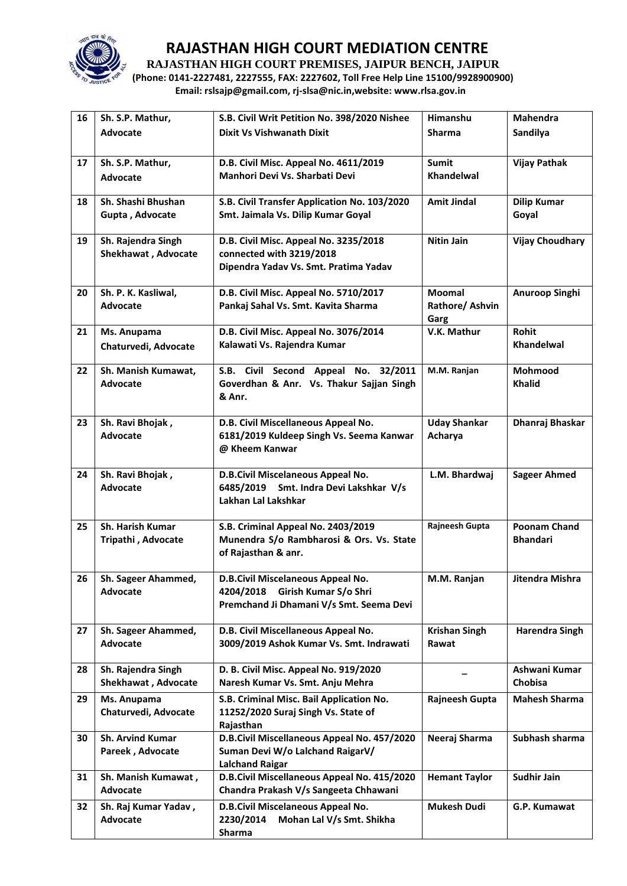# RAJASTHAN HIGH COURT MEDIATION CENTRE

**RAJASTHAN HIGH COURT PREMISES, JAIPUR BENCH, JAIPUR**

**(Phone: 0141-2227481, 2227555, FAX: 2227602, Toll Free Help Line 15100/9928900900)**

**Email: rslsajp@gmail.com, rj-slsa@nic.in,website: www.rlsa.gov.in**

| | | | | |
|---|---|---|---|---|
| **16** | **Sh. S.P. Mathur, Advocate** | **S.B. Civil Writ Petition No. 398/2020 Nishee Dixit Vs Vishwanath Dixit** | **Himanshu Sharma** | **Mahendra Sandilya** |
| **17** | **Sh. S.P. Mathur, Advocate** | **D.B. Civil Misc. Appeal No. 4611/2019 Manhori Devi Vs. Sharbati Devi** | **Sumit Khandelwal** | **Vijay Pathak** |
| **18** | **Sh. Shashi Bhushan Gupta , Advocate** | **S.B. Civil Transfer Application No. 103/2020 Smt. Jaimala Vs. Dilip Kumar Goyal** | **Amit Jindal** | **Dilip Kumar Goyal** |
| **19** | **Sh. Rajendra Singh Shekhawat , Advocate** | **D.B. Civil Misc. Appeal No. 3235/2018 connected with 3219/2018 Dipendra Yadav Vs. Smt. Pratima Yadav** | **Nitin Jain** | **Vijay Choudhary** |
| **20** | **Sh. P. K. Kasliwal, Advocate** | **D.B. Civil Misc. Appeal No. 5710/2017 Pankaj Sahal Vs. Smt. Kavita Sharma** | **Moomal Rathore/ Ashvin Garg** | **Anuroop Singhi** |
| **21** | **Ms. Anupama Chaturvedi, Advocate** | **D.B. Civil Misc. Appeal No. 3076/2014 Kalawati Vs. Rajendra Kumar** | **V.K. Mathur** | **Rohit Khandelwal** |
| **22** | **Sh. Manish Kumawat, Advocate** | **S.B. Civil Second Appeal No. 32/2011 Goverdhan & Anr. Vs. Thakur Sajjan Singh & Anr.** | **M.M. Ranjan** | **Mohmood Khalid** |
| **23** | **Sh. Ravi Bhojak , Advocate** | **D.B. Civil Miscellaneous Appeal No. 6181/2019 Kuldeep Singh Vs. Seema Kanwar @ Kheem Kanwar** | **Uday Shankar Acharya** | **Dhanraj Bhaskar** |
| **24** | **Sh. Ravi Bhojak , Advocate** | **D.B.Civil Miscelaneous Appeal No. 6485/2019 Smt. Indra Devi Lakshkar V/s Lakhan Lal Lakshkar** | **L.M. Bhardwaj** | **Sageer Ahmed** |
| **25** | **Sh. Harish Kumar Tripathi , Advocate** | **S.B. Criminal Appeal No. 2403/2019 Munendra S/o Rambharosi & Ors. Vs. State of Rajasthan & anr.** | **Rajneesh Gupta** | **Poonam Chand Bhandari** |
| **26** | **Sh. Sageer Ahammed, Advocate** | **D.B.Civil Miscelaneous Appeal No. 4204/2018 Girish Kumar S/o Shri Premchand Ji Dhamani V/s Smt. Seema Devi** | **M.M. Ranjan** | **Jitendra Mishra** |
| **27** | **Sh. Sageer Ahammed, Advocate** | **D.B. Civil Miscellaneous Appeal No. 3009/2019 Ashok Kumar Vs. Smt. Indrawati** | **Krishan Singh Rawat** | **Harendra Singh** |
| **28** | **Sh. Rajendra Singh Shekhawat , Advocate** | **D. B. Civil Misc. Appeal No. 919/2020 Naresh Kumar Vs. Smt. Anju Mehra** | **–** | **Ashwani Kumar Chobisa** |
| **29** | **Ms. Anupama Chaturvedi, Advocate** | **S.B. Criminal Misc. Bail Application No. 11252/2020 Suraj Singh Vs. State of Rajasthan** | **Rajneesh Gupta** | **Mahesh Sharma** |
| **30** | **Sh. Arvind Kumar Pareek , Advocate** | **D.B.Civil Miscellaneous Appeal No. 457/2020 Suman Devi W/o Lalchand RaigarV/ Lalchand Raigar** | **Neeraj Sharma** | **Subhash sharma** |
| **31** | **Sh. Manish Kumawat , Advocate** | **D.B.Civil Miscellaneous Appeal No. 415/2020 Chandra Prakash V/s Sangeeta Chhawani** | **Hemant Taylor** | **Sudhir Jain** |
| **32** | **Sh. Raj Kumar Yadav , Advocate** | **D.B.Civil Miscelaneous Appeal No. 2230/2014 Mohan Lal V/s Smt. Shikha Sharma** | **Mukesh Dudi** | **G.P. Kumawat** |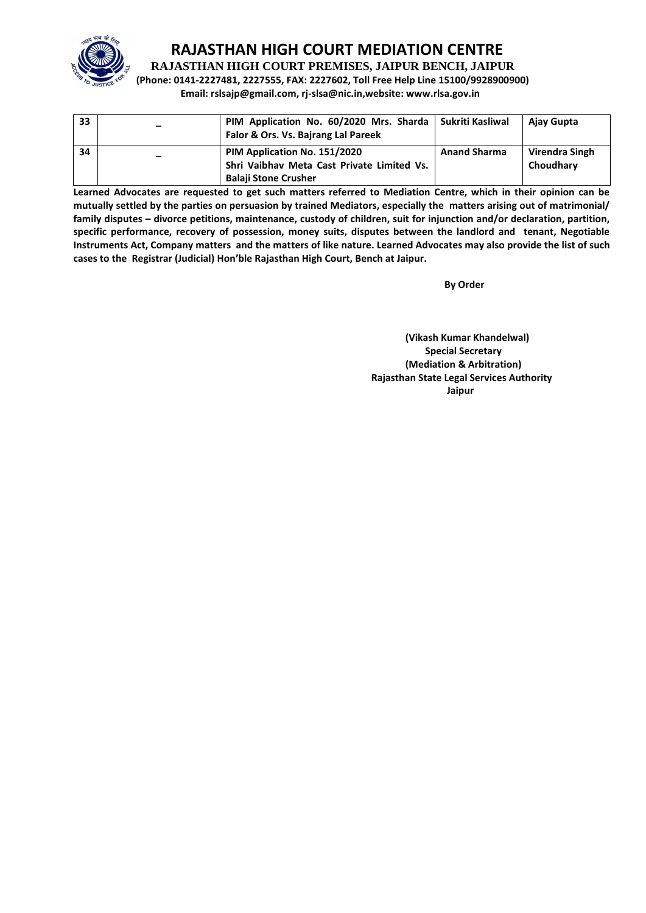# RAJASTHAN HIGH COURT MEDIATION CENTRE

**RAJASTHAN HIGH COURT PREMISES, JAIPUR BENCH, JAIPUR**

**(Phone: 0141-2227481, 2227555, FAX: 2227602, Toll Free Help Line 15100/9928900900)**

**Email: rslsajp@gmail.com, rj-slsa@nic.in,website: www.rlsa.gov.in**

| 33 | – | PIM Application No. 60/2020 Mrs. Sharda Falor & Ors. Vs. Bajrang Lal Pareek | Sukriti Kasliwal | Ajay Gupta |
|---|---|---|---|---|
| 34 | – | PIM Application No. 151/2020 Shri Vaibhav Meta Cast Private Limited Vs. Balaji Stone Crusher | Anand Sharma | Virendra Singh Choudhary |

**Learned Advocates are requested to get such matters referred to Mediation Centre, which in their opinion can be mutually settled by the parties on persuasion by trained Mediators, especially the matters arising out of matrimonial/ family disputes – divorce petitions, maintenance, custody of children, suit for injunction and/or declaration, partition, specific performance, recovery of possession, money suits, disputes between the landlord and tenant, Negotiable Instruments Act, Company matters and the matters of like nature. Learned Advocates may also provide the list of such cases to the Registrar (Judicial) Hon'ble Rajasthan High Court, Bench at Jaipur.**

**By Order**

**(Vikash Kumar Khandelwal)**
**Special Secretary**
**(Mediation & Arbitration)**
**Rajasthan State Legal Services Authority**
**Jaipur**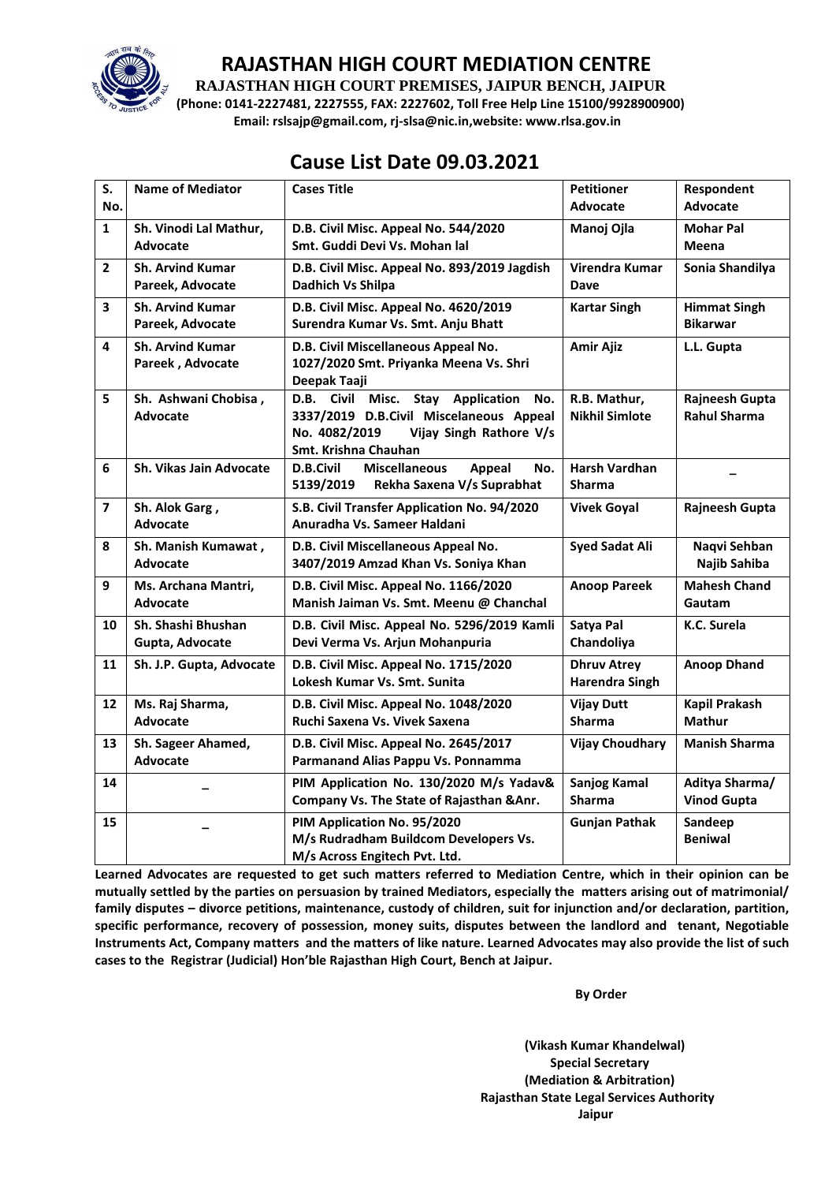# RAJASTHAN HIGH COURT MEDIATION CENTRE

**RAJASTHAN HIGH COURT PREMISES, JAIPUR BENCH, JAIPUR**

**(Phone: 0141-2227481, 2227555, FAX: 2227602, Toll Free Help Line 15100/9928900900)**

**Email: rslsajp@gmail.com, rj-slsa@nic.in,website: www.rlsa.gov.in**

## Cause List Date 09.03.2021

| S. No. | Name of Mediator | Cases Title | Petitioner Advocate | Respondent Advocate |
|---|---|---|---|---|
| 1 | Sh. Vinodi Lal Mathur, Advocate | D.B. Civil Misc. Appeal No. 544/2020 Smt. Guddi Devi Vs. Mohan lal | Manoj Ojla | Mohar Pal Meena |
| 2 | Sh. Arvind Kumar Pareek, Advocate | D.B. Civil Misc. Appeal No. 893/2019 Jagdish Dadhich Vs Shilpa | Virendra Kumar Dave | Sonia Shandilya |
| 3 | Sh. Arvind Kumar Pareek, Advocate | D.B. Civil Misc. Appeal No. 4620/2019 Surendra Kumar Vs. Smt. Anju Bhatt | Kartar Singh | Himmat Singh Bikarwar |
| 4 | Sh. Arvind Kumar Pareek , Advocate | D.B. Civil Miscellaneous Appeal No. 1027/2020 Smt. Priyanka Meena Vs. Shri Deepak Taaji | Amir Ajiz | L.L. Gupta |
| 5 | Sh. Ashwani Chobisa , Advocate | D.B. Civil Misc. Stay Application No. 3337/2019 D.B.Civil Miscelaneous Appeal No. 4082/2019 Vijay Singh Rathore V/s Smt. Krishna Chauhan | R.B. Mathur, Nikhil Simlote | Rajneesh Gupta Rahul Sharma |
| 6 | Sh. Vikas Jain Advocate | D.B.Civil Miscellaneous Appeal No. 5139/2019 Rekha Saxena V/s Suprabhat | Harsh Vardhan Sharma | – |
| 7 | Sh. Alok Garg , Advocate | S.B. Civil Transfer Application No. 94/2020 Anuradha Vs. Sameer Haldani | Vivek Goyal | Rajneesh Gupta |
| 8 | Sh. Manish Kumawat , Advocate | D.B. Civil Miscellaneous Appeal No. 3407/2019 Amzad Khan Vs. Soniya Khan | Syed Sadat Ali | Naqvi Sehban Najib Sahiba |
| 9 | Ms. Archana Mantri, Advocate | D.B. Civil Misc. Appeal No. 1166/2020 Manish Jaiman Vs. Smt. Meenu @ Chanchal | Anoop Pareek | Mahesh Chand Gautam |
| 10 | Sh. Shashi Bhushan Gupta, Advocate | D.B. Civil Misc. Appeal No. 5296/2019 Kamli Devi Verma Vs. Arjun Mohanpuria | Satya Pal Chandoliya | K.C. Surela |
| 11 | Sh. J.P. Gupta, Advocate | D.B. Civil Misc. Appeal No. 1715/2020 Lokesh Kumar Vs. Smt. Sunita | Dhruv Atrey Harendra Singh | Anoop Dhand |
| 12 | Ms. Raj Sharma, Advocate | D.B. Civil Misc. Appeal No. 1048/2020 Ruchi Saxena Vs. Vivek Saxena | Vijay Dutt Sharma | Kapil Prakash Mathur |
| 13 | Sh. Sageer Ahamed, Advocate | D.B. Civil Misc. Appeal No. 2645/2017 Parmanand Alias Pappu Vs. Ponnamma | Vijay Choudhary | Manish Sharma |
| 14 | – | PIM Application No. 130/2020 M/s Yadav& Company Vs. The State of Rajasthan &Anr. | Sanjog Kamal Sharma | Aditya Sharma/ Vinod Gupta |
| 15 | – | PIM Application No. 95/2020 M/s Rudradham Buildcom Developers Vs. M/s Across Engitech Pvt. Ltd. | Gunjan Pathak | Sandeep Beniwal |

**Learned Advocates are requested to get such matters referred to Mediation Centre, which in their opinion can be mutually settled by the parties on persuasion by trained Mediators, especially the matters arising out of matrimonial/ family disputes – divorce petitions, maintenance, custody of children, suit for injunction and/or declaration, partition, specific performance, recovery of possession, money suits, disputes between the landlord and tenant, Negotiable Instruments Act, Company matters and the matters of like nature. Learned Advocates may also provide the list of such cases to the Registrar (Judicial) Hon'ble Rajasthan High Court, Bench at Jaipur.**

**By Order**

**(Vikash Kumar Khandelwal)**
**Special Secretary**
**(Mediation & Arbitration)**
**Rajasthan State Legal Services Authority**
**Jaipur**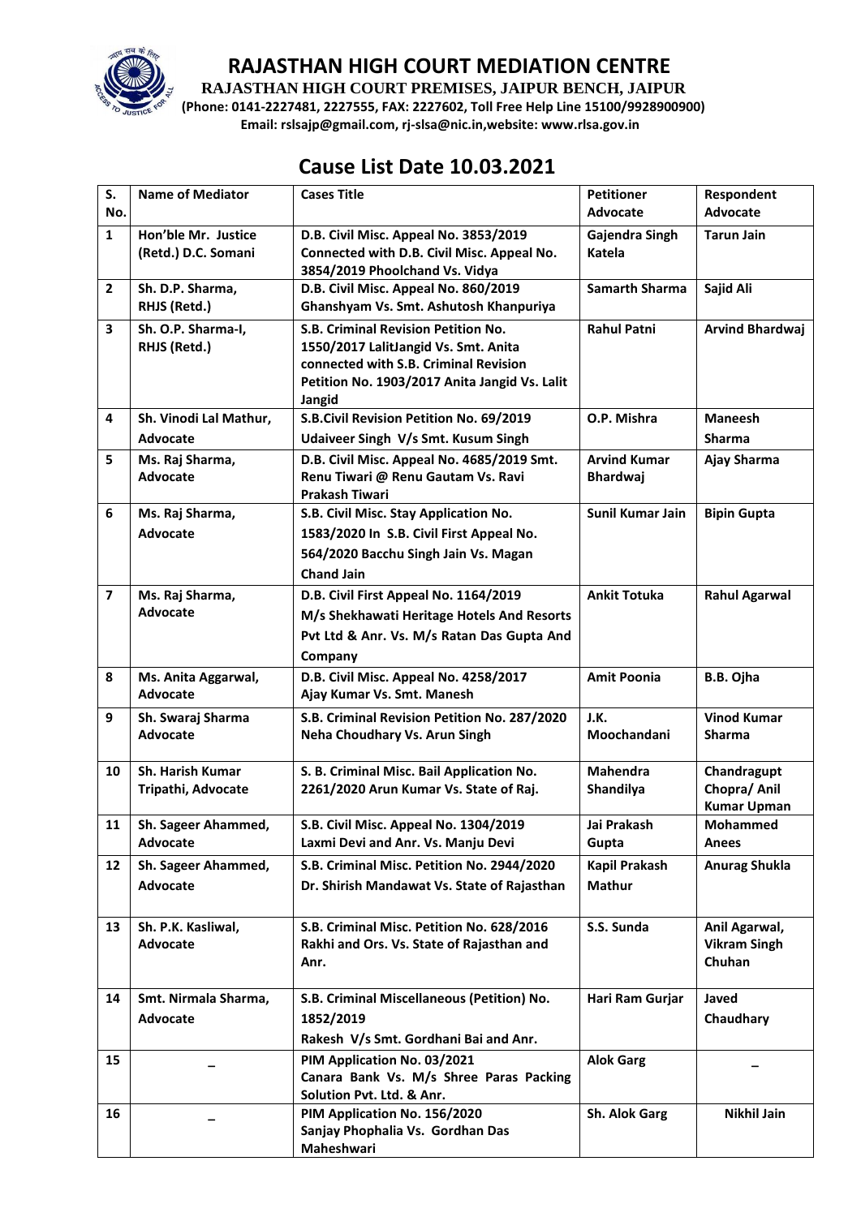# RAJASTHAN HIGH COURT MEDIATION CENTRE

**RAJASTHAN HIGH COURT PREMISES, JAIPUR BENCH, JAIPUR**

**(Phone: 0141-2227481, 2227555, FAX: 2227602, Toll Free Help Line 15100/9928900900)**

**Email: rslsajp@gmail.com, rj-slsa@nic.in,website: www.rlsa.gov.in**

## Cause List Date 10.03.2021

| S. No. | Name of Mediator | Cases Title | Petitioner Advocate | Respondent Advocate |
|---|---|---|---|---|
| 1 | Hon'ble Mr. Justice (Retd.) D.C. Somani | D.B. Civil Misc. Appeal No. 3853/2019 Connected with D.B. Civil Misc. Appeal No. 3854/2019 Phoolchand Vs. Vidya | Gajendra Singh Katela | Tarun Jain |
| 2 | Sh. D.P. Sharma, RHJS (Retd.) | D.B. Civil Misc. Appeal No. 860/2019 Ghanshyam Vs. Smt. Ashutosh Khanpuriya | Samarth Sharma | Sajid Ali |
| 3 | Sh. O.P. Sharma-I, RHJS (Retd.) | S.B. Criminal Revision Petition No. 1550/2017 LalitJangid Vs. Smt. Anita connected with S.B. Criminal Revision Petition No. 1903/2017 Anita Jangid Vs. Lalit Jangid | Rahul Patni | Arvind Bhardwaj |
| 4 | Sh. Vinodi Lal Mathur, Advocate | S.B.Civil Revision Petition No. 69/2019 Udaiveer Singh V/s Smt. Kusum Singh | O.P. Mishra | Maneesh Sharma |
| 5 | Ms. Raj Sharma, Advocate | D.B. Civil Misc. Appeal No. 4685/2019 Smt. Renu Tiwari @ Renu Gautam Vs. Ravi Prakash Tiwari | Arvind Kumar Bhardwaj | Ajay Sharma |
| 6 | Ms. Raj Sharma, Advocate | S.B. Civil Misc. Stay Application No. 1583/2020 In S.B. Civil First Appeal No. 564/2020 Bacchu Singh Jain Vs. Magan Chand Jain | Sunil Kumar Jain | Bipin Gupta |
| 7 | Ms. Raj Sharma, Advocate | D.B. Civil First Appeal No. 1164/2019 M/s Shekhawati Heritage Hotels And Resorts Pvt Ltd & Anr. Vs. M/s Ratan Das Gupta And Company | Ankit Totuka | Rahul Agarwal |
| 8 | Ms. Anita Aggarwal, Advocate | D.B. Civil Misc. Appeal No. 4258/2017 Ajay Kumar Vs. Smt. Manesh | Amit Poonia | B.B. Ojha |
| 9 | Sh. Swaraj Sharma Advocate | S.B. Criminal Revision Petition No. 287/2020 Neha Choudhary Vs. Arun Singh | J.K. Moochandani | Vinod Kumar Sharma |
| 10 | Sh. Harish Kumar Tripathi, Advocate | S. B. Criminal Misc. Bail Application No. 2261/2020 Arun Kumar Vs. State of Raj. | Mahendra Shandilya | Chandragupt Chopra/ Anil Kumar Upman |
| 11 | Sh. Sageer Ahammed, Advocate | S.B. Civil Misc. Appeal No. 1304/2019 Laxmi Devi and Anr. Vs. Manju Devi | Jai Prakash Gupta | Mohammed Anees |
| 12 | Sh. Sageer Ahammed, Advocate | S.B. Criminal Misc. Petition No. 2944/2020 Dr. Shirish Mandawat Vs. State of Rajasthan | Kapil Prakash Mathur | Anurag Shukla |
| 13 | Sh. P.K. Kasliwal, Advocate | S.B. Criminal Misc. Petition No. 628/2016 Rakhi and Ors. Vs. State of Rajasthan and Anr. | S.S. Sunda | Anil Agarwal, Vikram Singh Chuhan |
| 14 | Smt. Nirmala Sharma, Advocate | S.B. Criminal Miscellaneous (Petition) No. 1852/2019 Rakesh V/s Smt. Gordhani Bai and Anr. | Hari Ram Gurjar | Javed Chaudhary |
| 15 | – | PIM Application No. 03/2021 Canara Bank Vs. M/s Shree Paras Packing Solution Pvt. Ltd. & Anr. | Alok Garg | – |
| 16 | – | PIM Application No. 156/2020 Sanjay Phophalia Vs. Gordhan Das Maheshwari | Sh. Alok Garg | Nikhil Jain |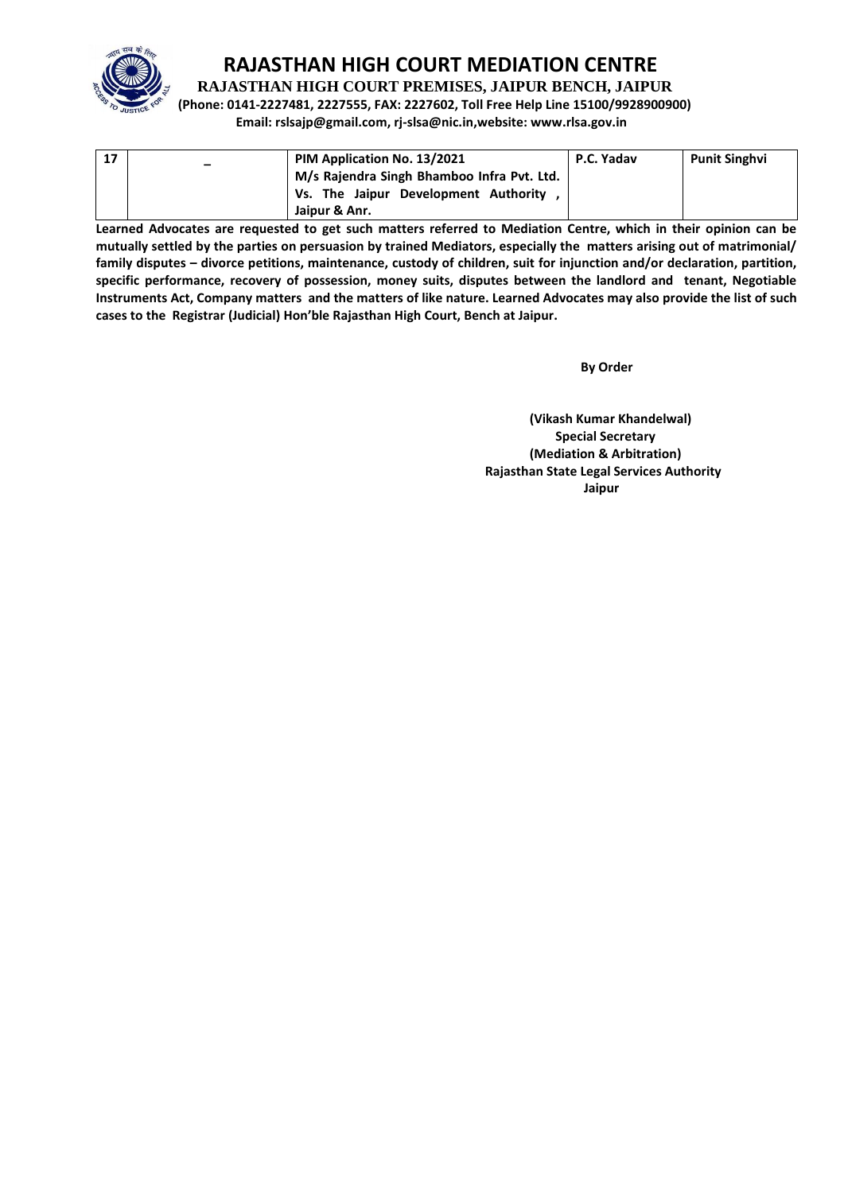# RAJASTHAN HIGH COURT MEDIATION CENTRE

**RAJASTHAN HIGH COURT PREMISES, JAIPUR BENCH, JAIPUR**

**(Phone: 0141-2227481, 2227555, FAX: 2227602, Toll Free Help Line 15100/9928900900)**

**Email: rslsajp@gmail.com, rj-slsa@nic.in,website: www.rlsa.gov.in**

| | | | | |
|---|---|---|---|---|
| 17 | – | **PIM Application No. 13/2021**<br>**M/s Rajendra Singh Bhamboo Infra Pvt. Ltd. Vs. The Jaipur Development Authority , Jaipur & Anr.** | **P.C. Yadav** | **Punit Singhvi** |

**Learned Advocates are requested to get such matters referred to Mediation Centre, which in their opinion can be mutually settled by the parties on persuasion by trained Mediators, especially the matters arising out of matrimonial/ family disputes – divorce petitions, maintenance, custody of children, suit for injunction and/or declaration, partition, specific performance, recovery of possession, money suits, disputes between the landlord and tenant, Negotiable Instruments Act, Company matters and the matters of like nature. Learned Advocates may also provide the list of such cases to the Registrar (Judicial) Hon'ble Rajasthan High Court, Bench at Jaipur.**

**By Order**

**(Vikash Kumar Khandelwal)**
**Special Secretary**
**(Mediation & Arbitration)**
**Rajasthan State Legal Services Authority**
**Jaipur**